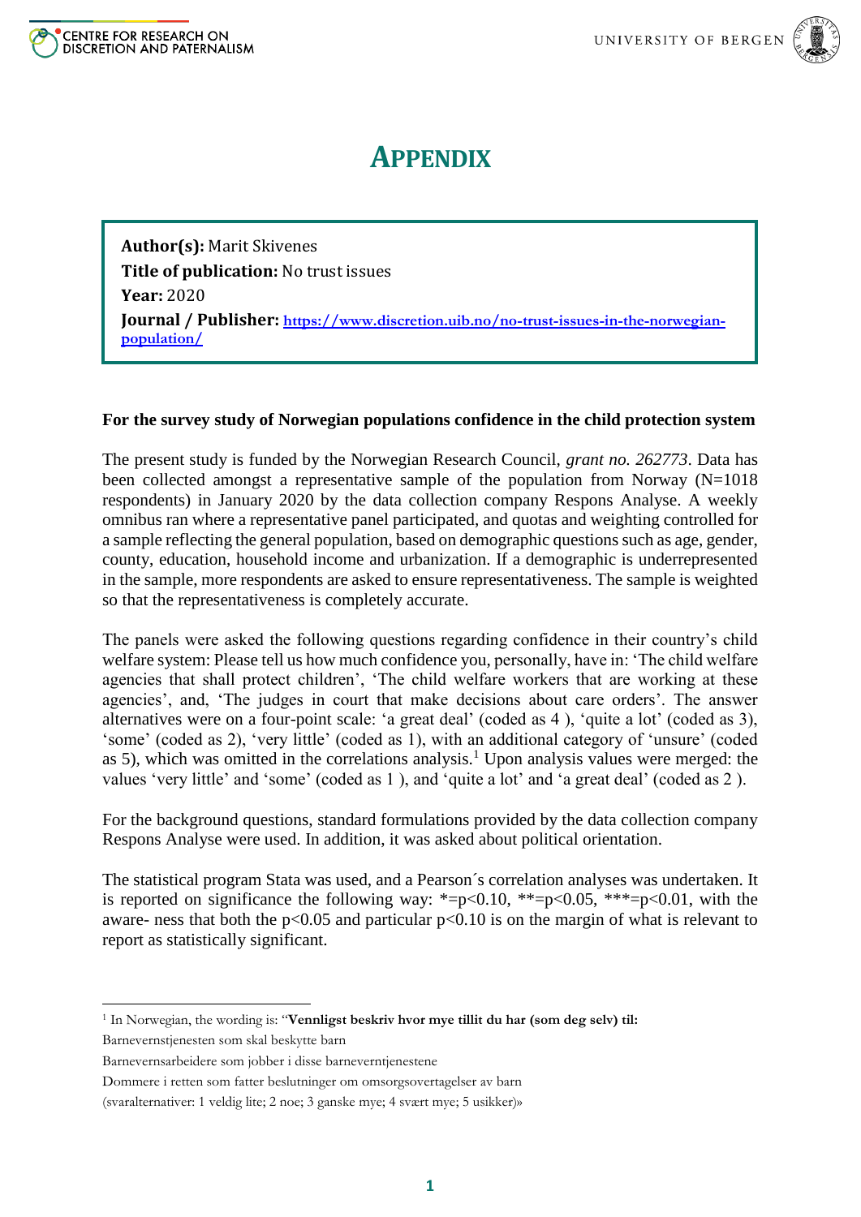# APPENDIX

**Author(s):** Marit Skivenes
**Title of publication:** No trust issues
**Year:** 2020
**Journal / Publisher:** [https://www.discretion.uib.no/no-trust-issues-in-the-norwegian-population/](https://www.discretion.uib.no/no-trust-issues-in-the-norwegian-population/)

**For the survey study of Norwegian populations confidence in the child protection system**

The present study is funded by the Norwegian Research Council, *grant no. 262773*. Data has been collected amongst a representative sample of the population from Norway (N=1018 respondents) in January 2020 by the data collection company Respons Analyse. A weekly omnibus ran where a representative panel participated, and quotas and weighting controlled for a sample reflecting the general population, based on demographic questions such as age, gender, county, education, household income and urbanization. If a demographic is underrepresented in the sample, more respondents are asked to ensure representativeness. The sample is weighted so that the representativeness is completely accurate.

The panels were asked the following questions regarding confidence in their country's child welfare system: Please tell us how much confidence you, personally, have in: 'The child welfare agencies that shall protect children', 'The child welfare workers that are working at these agencies', and, 'The judges in court that make decisions about care orders'. The answer alternatives were on a four-point scale: 'a great deal' (coded as 4 ), 'quite a lot' (coded as 3), 'some' (coded as 2), 'very little' (coded as 1), with an additional category of 'unsure' (coded as 5), which was omitted in the correlations analysis.[1] Upon analysis values were merged: the values 'very little' and 'some' (coded as 1 ), and 'quite a lot' and 'a great deal' (coded as 2 ).

For the background questions, standard formulations provided by the data collection company Respons Analyse were used. In addition, it was asked about political orientation.

The statistical program Stata was used, and a Pearson´s correlation analyses was undertaken. It is reported on significance the following way: *=p<0.10, **=p<0.05, ***=p<0.01, with the aware- ness that both the p<0.05 and particular p<0.10 is on the margin of what is relevant to report as statistically significant.

---

[1] In Norwegian, the wording is: "**Vennligst beskriv hvor mye tillit du har (som deg selv) til:**

Barnevernstjenesten som skal beskytte barn

Barnevernsarbeidere som jobber i disse barneverntjenestene

Dommere i retten som fatter beslutninger om omsorgsovertagelser av barn

(svaralternativer: 1 veldig lite; 2 noe; 3 ganske mye; 4 svært mye; 5 usikker)»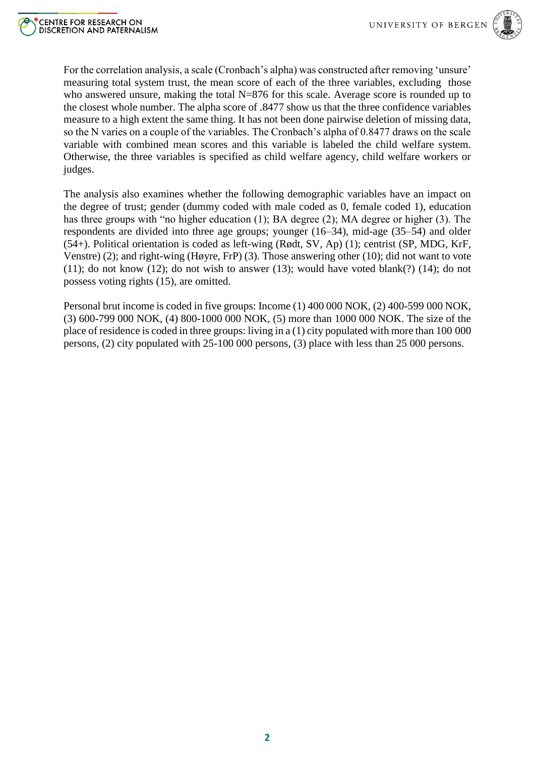For the correlation analysis, a scale (Cronbach's alpha) was constructed after removing 'unsure' measuring total system trust, the mean score of each of the three variables, excluding those who answered unsure, making the total N=876 for this scale. Average score is rounded up to the closest whole number. The alpha score of .8477 show us that the three confidence variables measure to a high extent the same thing. It has not been done pairwise deletion of missing data, so the N varies on a couple of the variables. The Cronbach's alpha of 0.8477 draws on the scale variable with combined mean scores and this variable is labeled the child welfare system. Otherwise, the three variables is specified as child welfare agency, child welfare workers or judges.

The analysis also examines whether the following demographic variables have an impact on the degree of trust; gender (dummy coded with male coded as 0, female coded 1), education has three groups with "no higher education (1); BA degree (2); MA degree or higher (3). The respondents are divided into three age groups; younger (16–34), mid-age (35–54) and older (54+). Political orientation is coded as left-wing (Rødt, SV, Ap) (1); centrist (SP, MDG, KrF, Venstre) (2); and right-wing (Høyre, FrP) (3). Those answering other (10); did not want to vote (11); do not know (12); do not wish to answer (13); would have voted blank(?) (14); do not possess voting rights (15), are omitted.

Personal brut income is coded in five groups: Income (1) 400 000 NOK, (2) 400-599 000 NOK, (3) 600-799 000 NOK, (4) 800-1000 000 NOK, (5) more than 1000 000 NOK. The size of the place of residence is coded in three groups: living in a (1) city populated with more than 100 000 persons, (2) city populated with 25-100 000 persons, (3) place with less than 25 000 persons.